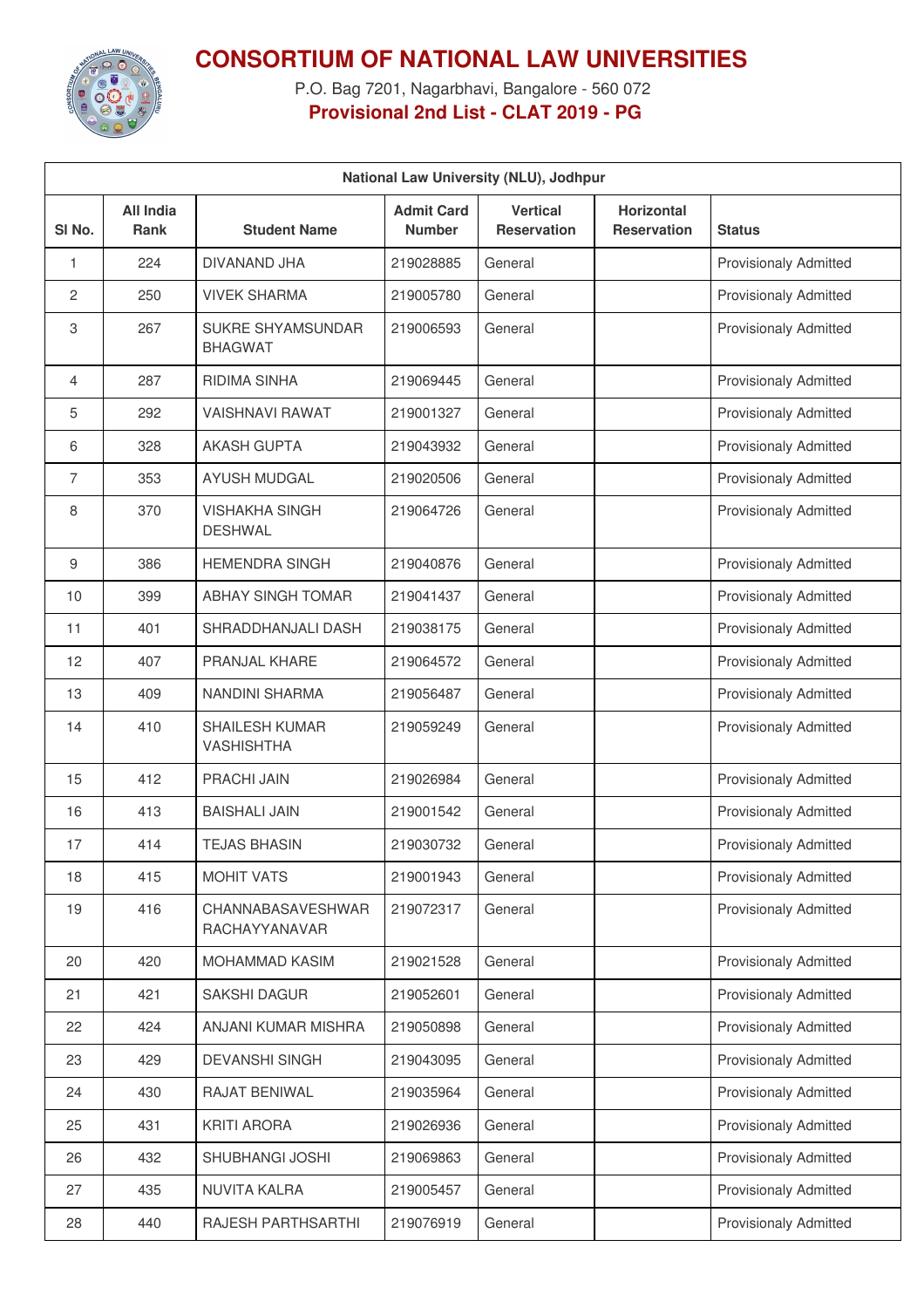# CONSORTIUM OF NATIONAL LAW UNIVERSITIES

P.O. Bag 7201, Nagarbhavi, Bangalore - 560 072

**Provisional 2nd List - CLAT 2019 - PG**

| National Law University (NLU), Jodhpur | | | | | | |
|---|---|---|---|---|---|---|
| **Sl No.** | **All India Rank** | **Student Name** | **Admit Card Number** | **Vertical Reservation** | **Horizontal Reservation** | **Status** |
| 1 | 224 | DIVANAND JHA | 219028885 | General | | Provisionaly Admitted |
| 2 | 250 | VIVEK SHARMA | 219005780 | General | | Provisionaly Admitted |
| 3 | 267 | SUKRE SHYAMSUNDAR BHAGWAT | 219006593 | General | | Provisionaly Admitted |
| 4 | 287 | RIDIMA SINHA | 219069445 | General | | Provisionaly Admitted |
| 5 | 292 | VAISHNAVI RAWAT | 219001327 | General | | Provisionaly Admitted |
| 6 | 328 | AKASH GUPTA | 219043932 | General | | Provisionaly Admitted |
| 7 | 353 | AYUSH MUDGAL | 219020506 | General | | Provisionaly Admitted |
| 8 | 370 | VISHAKHA SINGH DESHWAL | 219064726 | General | | Provisionaly Admitted |
| 9 | 386 | HEMENDRA SINGH | 219040876 | General | | Provisionaly Admitted |
| 10 | 399 | ABHAY SINGH TOMAR | 219041437 | General | | Provisionaly Admitted |
| 11 | 401 | SHRADDHANJALI DASH | 219038175 | General | | Provisionaly Admitted |
| 12 | 407 | PRANJAL KHARE | 219064572 | General | | Provisionaly Admitted |
| 13 | 409 | NANDINI SHARMA | 219056487 | General | | Provisionaly Admitted |
| 14 | 410 | SHAILESH KUMAR VASHISHTHA | 219059249 | General | | Provisionaly Admitted |
| 15 | 412 | PRACHI JAIN | 219026984 | General | | Provisionaly Admitted |
| 16 | 413 | BAISHALI JAIN | 219001542 | General | | Provisionaly Admitted |
| 17 | 414 | TEJAS BHASIN | 219030732 | General | | Provisionaly Admitted |
| 18 | 415 | MOHIT VATS | 219001943 | General | | Provisionaly Admitted |
| 19 | 416 | CHANNABASAVESHWAR RACHAYYANAVAR | 219072317 | General | | Provisionaly Admitted |
| 20 | 420 | MOHAMMAD KASIM | 219021528 | General | | Provisionaly Admitted |
| 21 | 421 | SAKSHI DAGUR | 219052601 | General | | Provisionaly Admitted |
| 22 | 424 | ANJANI KUMAR MISHRA | 219050898 | General | | Provisionaly Admitted |
| 23 | 429 | DEVANSHI SINGH | 219043095 | General | | Provisionaly Admitted |
| 24 | 430 | RAJAT BENIWAL | 219035964 | General | | Provisionaly Admitted |
| 25 | 431 | KRITI ARORA | 219026936 | General | | Provisionaly Admitted |
| 26 | 432 | SHUBHANGI JOSHI | 219069863 | General | | Provisionaly Admitted |
| 27 | 435 | NUVITA KALRA | 219005457 | General | | Provisionaly Admitted |
| 28 | 440 | RAJESH PARTHSARTHI | 219076919 | General | | Provisionaly Admitted |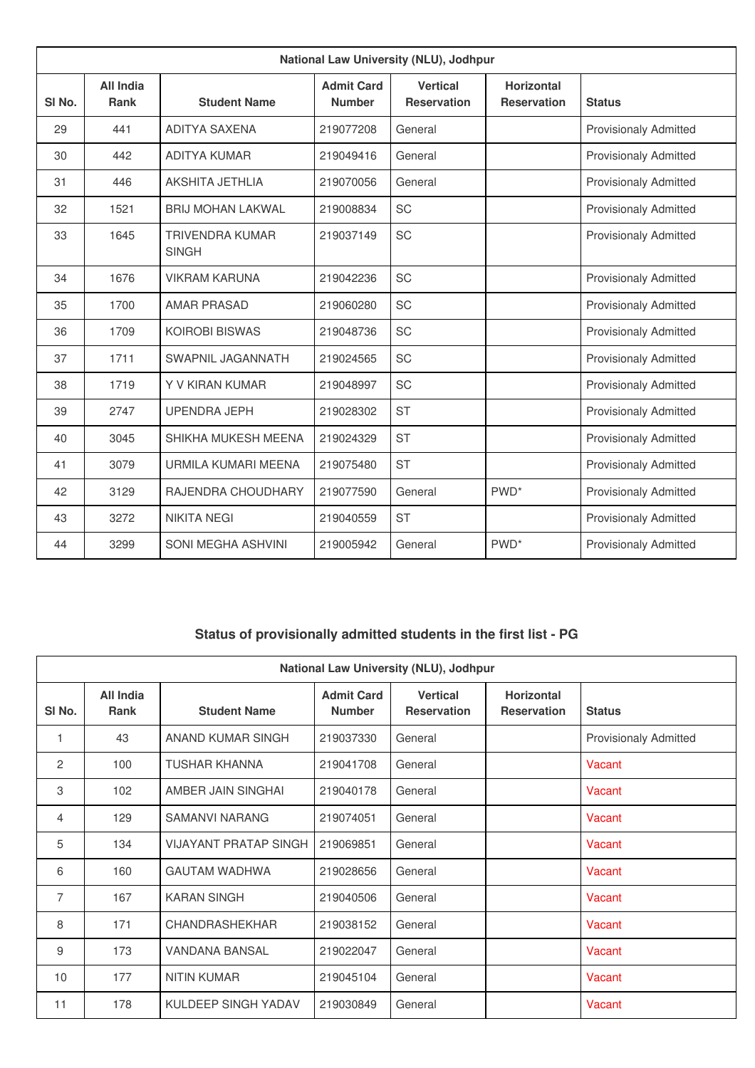| National Law University (NLU), Jodhpur | | | | | | |
|---|---|---|---|---|---|---|
| Sl No. | All India Rank | Student Name | Admit Card Number | Vertical Reservation | Horizontal Reservation | Status |
| 29 | 441 | ADITYA SAXENA | 219077208 | General | | Provisionaly Admitted |
| 30 | 442 | ADITYA KUMAR | 219049416 | General | | Provisionaly Admitted |
| 31 | 446 | AKSHITA JETHLIA | 219070056 | General | | Provisionaly Admitted |
| 32 | 1521 | BRIJ MOHAN LAKWAL | 219008834 | SC | | Provisionaly Admitted |
| 33 | 1645 | TRIVENDRA KUMAR SINGH | 219037149 | SC | | Provisionaly Admitted |
| 34 | 1676 | VIKRAM KARUNA | 219042236 | SC | | Provisionaly Admitted |
| 35 | 1700 | AMAR PRASAD | 219060280 | SC | | Provisionaly Admitted |
| 36 | 1709 | KOIROBI BISWAS | 219048736 | SC | | Provisionaly Admitted |
| 37 | 1711 | SWAPNIL JAGANNATH | 219024565 | SC | | Provisionaly Admitted |
| 38 | 1719 | Y V KIRAN KUMAR | 219048997 | SC | | Provisionaly Admitted |
| 39 | 2747 | UPENDRA JEPH | 219028302 | ST | | Provisionaly Admitted |
| 40 | 3045 | SHIKHA MUKESH MEENA | 219024329 | ST | | Provisionaly Admitted |
| 41 | 3079 | URMILA KUMARI MEENA | 219075480 | ST | | Provisionaly Admitted |
| 42 | 3129 | RAJENDRA CHOUDHARY | 219077590 | General | PWD* | Provisionaly Admitted |
| 43 | 3272 | NIKITA NEGI | 219040559 | ST | | Provisionaly Admitted |
| 44 | 3299 | SONI MEGHA ASHVINI | 219005942 | General | PWD* | Provisionaly Admitted |

## Status of provisionally admitted students in the first list - PG

| National Law University (NLU), Jodhpur | | | | | | |
|---|---|---|---|---|---|---|
| Sl No. | All India Rank | Student Name | Admit Card Number | Vertical Reservation | Horizontal Reservation | Status |
| 1 | 43 | ANAND KUMAR SINGH | 219037330 | General | | Provisionaly Admitted |
| 2 | 100 | TUSHAR KHANNA | 219041708 | General | | Vacant |
| 3 | 102 | AMBER JAIN SINGHAI | 219040178 | General | | Vacant |
| 4 | 129 | SAMANVI NARANG | 219074051 | General | | Vacant |
| 5 | 134 | VIJAYANT PRATAP SINGH | 219069851 | General | | Vacant |
| 6 | 160 | GAUTAM WADHWA | 219028656 | General | | Vacant |
| 7 | 167 | KARAN SINGH | 219040506 | General | | Vacant |
| 8 | 171 | CHANDRASHEKHAR | 219038152 | General | | Vacant |
| 9 | 173 | VANDANA BANSAL | 219022047 | General | | Vacant |
| 10 | 177 | NITIN KUMAR | 219045104 | General | | Vacant |
| 11 | 178 | KULDEEP SINGH YADAV | 219030849 | General | | Vacant |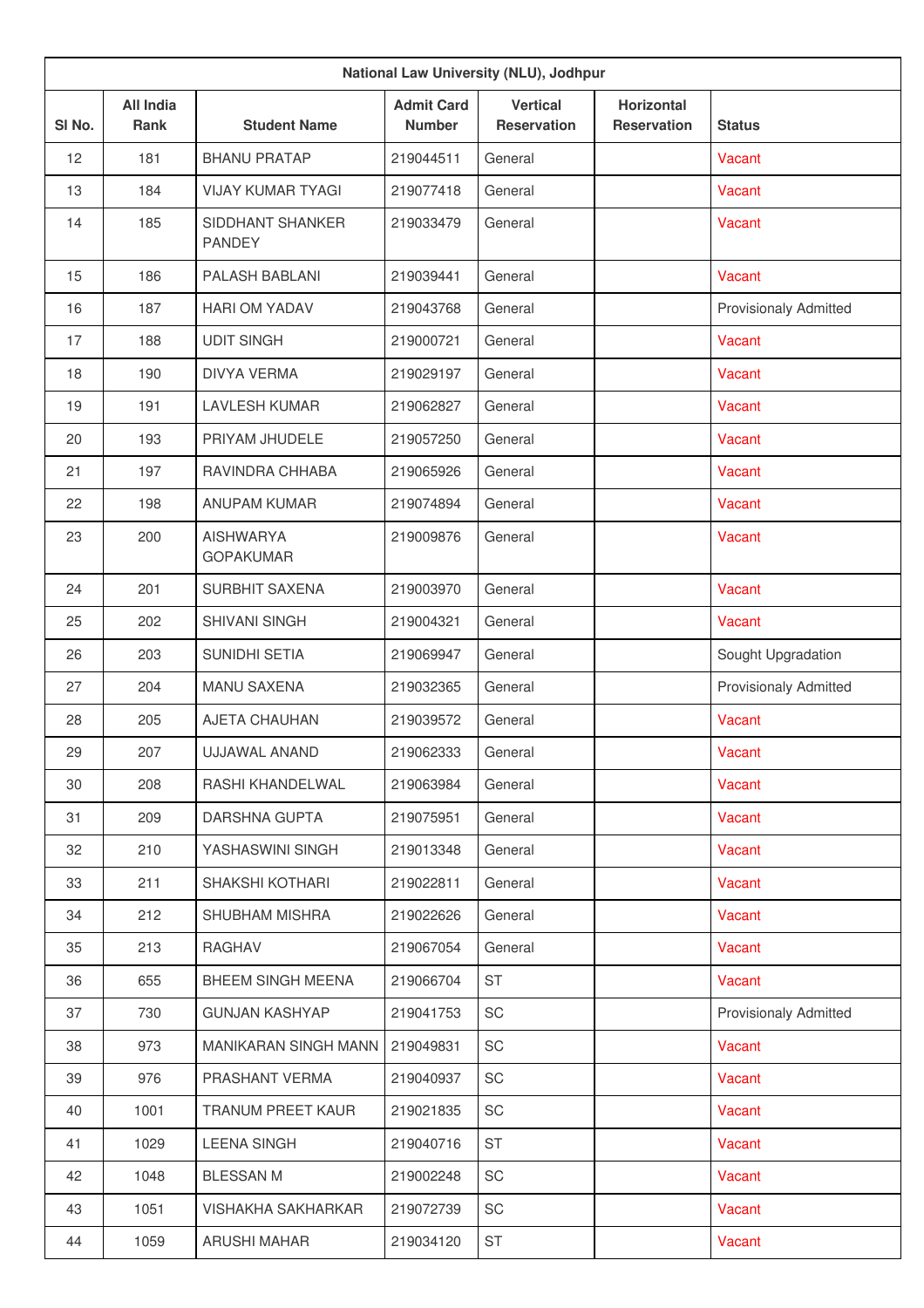| National Law University (NLU), Jodhpur | | | | | | |
|---|---|---|---|---|---|---|
| Sl No. | All India Rank | Student Name | Admit Card Number | Vertical Reservation | Horizontal Reservation | Status |
| 12 | 181 | BHANU PRATAP | 219044511 | General | | Vacant |
| 13 | 184 | VIJAY KUMAR TYAGI | 219077418 | General | | Vacant |
| 14 | 185 | SIDDHANT SHANKER PANDEY | 219033479 | General | | Vacant |
| 15 | 186 | PALASH BABLANI | 219039441 | General | | Vacant |
| 16 | 187 | HARI OM YADAV | 219043768 | General | | Provisionaly Admitted |
| 17 | 188 | UDIT SINGH | 219000721 | General | | Vacant |
| 18 | 190 | DIVYA VERMA | 219029197 | General | | Vacant |
| 19 | 191 | LAVLESH KUMAR | 219062827 | General | | Vacant |
| 20 | 193 | PRIYAM JHUDELE | 219057250 | General | | Vacant |
| 21 | 197 | RAVINDRA CHHABA | 219065926 | General | | Vacant |
| 22 | 198 | ANUPAM KUMAR | 219074894 | General | | Vacant |
| 23 | 200 | AISHWARYA GOPAKUMAR | 219009876 | General | | Vacant |
| 24 | 201 | SURBHIT SAXENA | 219003970 | General | | Vacant |
| 25 | 202 | SHIVANI SINGH | 219004321 | General | | Vacant |
| 26 | 203 | SUNIDHI SETIA | 219069947 | General | | Sought Upgradation |
| 27 | 204 | MANU SAXENA | 219032365 | General | | Provisionaly Admitted |
| 28 | 205 | AJETA CHAUHAN | 219039572 | General | | Vacant |
| 29 | 207 | UJJAWAL ANAND | 219062333 | General | | Vacant |
| 30 | 208 | RASHI KHANDELWAL | 219063984 | General | | Vacant |
| 31 | 209 | DARSHNA GUPTA | 219075951 | General | | Vacant |
| 32 | 210 | YASHASWINI SINGH | 219013348 | General | | Vacant |
| 33 | 211 | SHAKSHI KOTHARI | 219022811 | General | | Vacant |
| 34 | 212 | SHUBHAM MISHRA | 219022626 | General | | Vacant |
| 35 | 213 | RAGHAV | 219067054 | General | | Vacant |
| 36 | 655 | BHEEM SINGH MEENA | 219066704 | ST | | Vacant |
| 37 | 730 | GUNJAN KASHYAP | 219041753 | SC | | Provisionaly Admitted |
| 38 | 973 | MANIKARAN SINGH MANN | 219049831 | SC | | Vacant |
| 39 | 976 | PRASHANT VERMA | 219040937 | SC | | Vacant |
| 40 | 1001 | TRANUM PREET KAUR | 219021835 | SC | | Vacant |
| 41 | 1029 | LEENA SINGH | 219040716 | ST | | Vacant |
| 42 | 1048 | BLESSAN M | 219002248 | SC | | Vacant |
| 43 | 1051 | VISHAKHA SAKHARKAR | 219072739 | SC | | Vacant |
| 44 | 1059 | ARUSHI MAHAR | 219034120 | ST | | Vacant |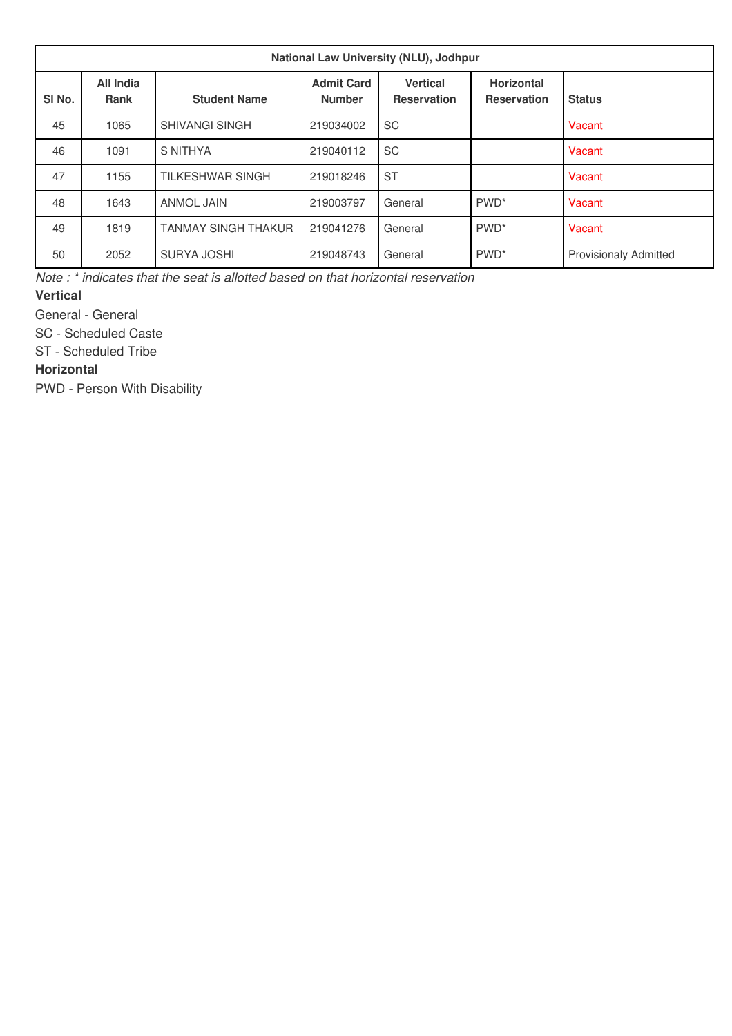| National Law University (NLU), Jodhpur | | | | | | |
|---|---|---|---|---|---|---|
| Sl No. | All India Rank | Student Name | Admit Card Number | Vertical Reservation | Horizontal Reservation | Status |
| 45 | 1065 | SHIVANGI SINGH | 219034002 | SC | | Vacant |
| 46 | 1091 | S NITHYA | 219040112 | SC | | Vacant |
| 47 | 1155 | TILKESHWAR SINGH | 219018246 | ST | | Vacant |
| 48 | 1643 | ANMOL JAIN | 219003797 | General | PWD* | Vacant |
| 49 | 1819 | TANMAY SINGH THAKUR | 219041276 | General | PWD* | Vacant |
| 50 | 2052 | SURYA JOSHI | 219048743 | General | PWD* | Provisionaly Admitted |

*Note : * indicates that the seat is allotted based on that horizontal reservation*

**Vertical**

General - General

SC - Scheduled Caste

ST - Scheduled Tribe

**Horizontal**

PWD - Person With Disability